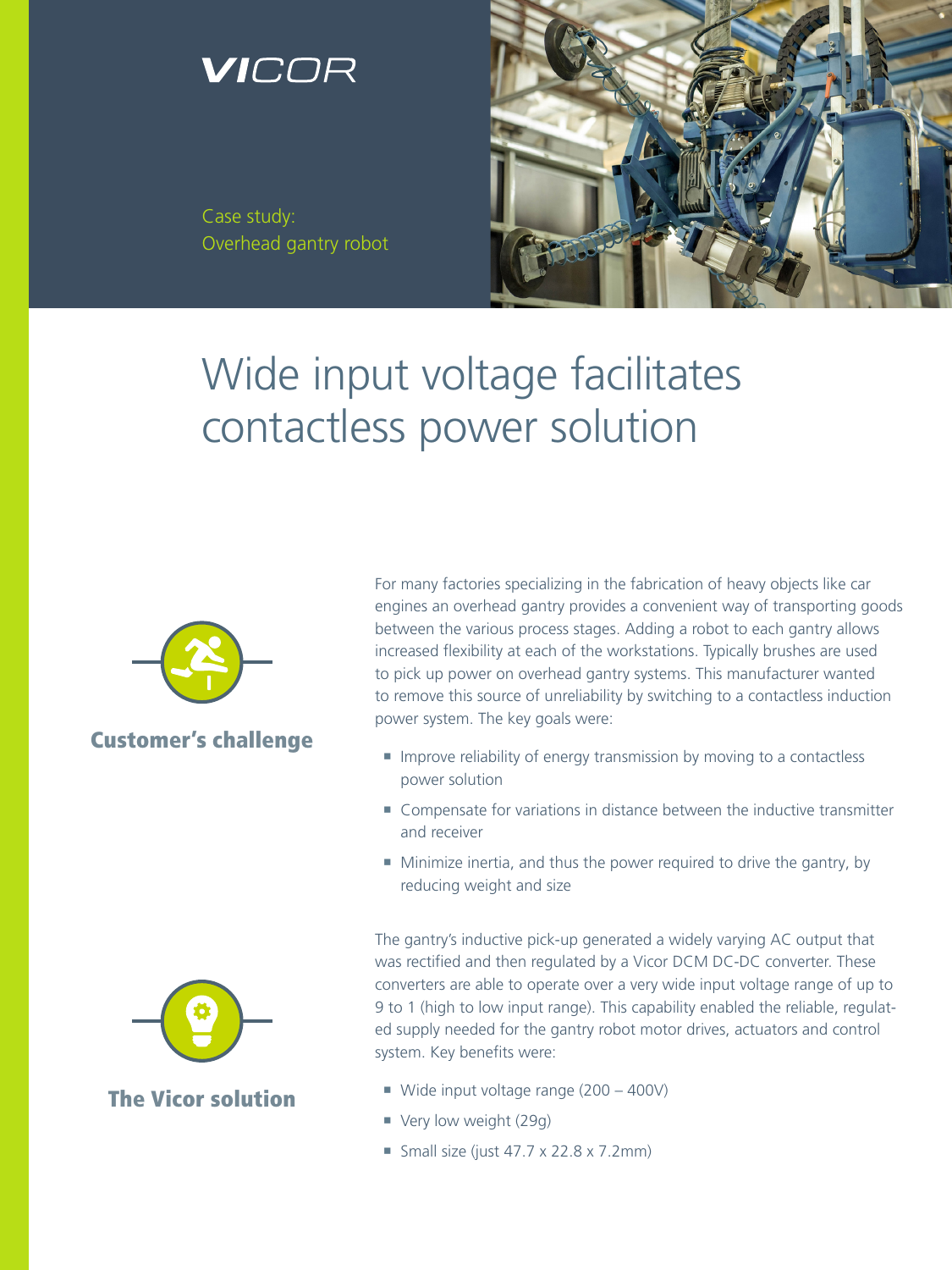VICOR

Case study:
Overhead gantry robot

# Wide input voltage facilitates contactless power solution

## Customer's challenge

For many factories specializing in the fabrication of heavy objects like car engines an overhead gantry provides a convenient way of transporting goods between the various process stages. Adding a robot to each gantry allows increased flexibility at each of the workstations. Typically brushes are used to pick up power on overhead gantry systems. This manufacturer wanted to remove this source of unreliability by switching to a contactless induction power system. The key goals were:

- Improve reliability of energy transmission by moving to a contactless power solution
- Compensate for variations in distance between the inductive transmitter and receiver
- Minimize inertia, and thus the power required to drive the gantry, by reducing weight and size

## The Vicor solution

The gantry's inductive pick-up generated a widely varying AC output that was rectified and then regulated by a Vicor DCM DC-DC converter. These converters are able to operate over a very wide input voltage range of up to 9 to 1 (high to low input range). This capability enabled the reliable, regulated supply needed for the gantry robot motor drives, actuators and control system. Key benefits were:

- Wide input voltage range (200 – 400V)
- Very low weight (29g)
- Small size (just 47.7 x 22.8 x 7.2mm)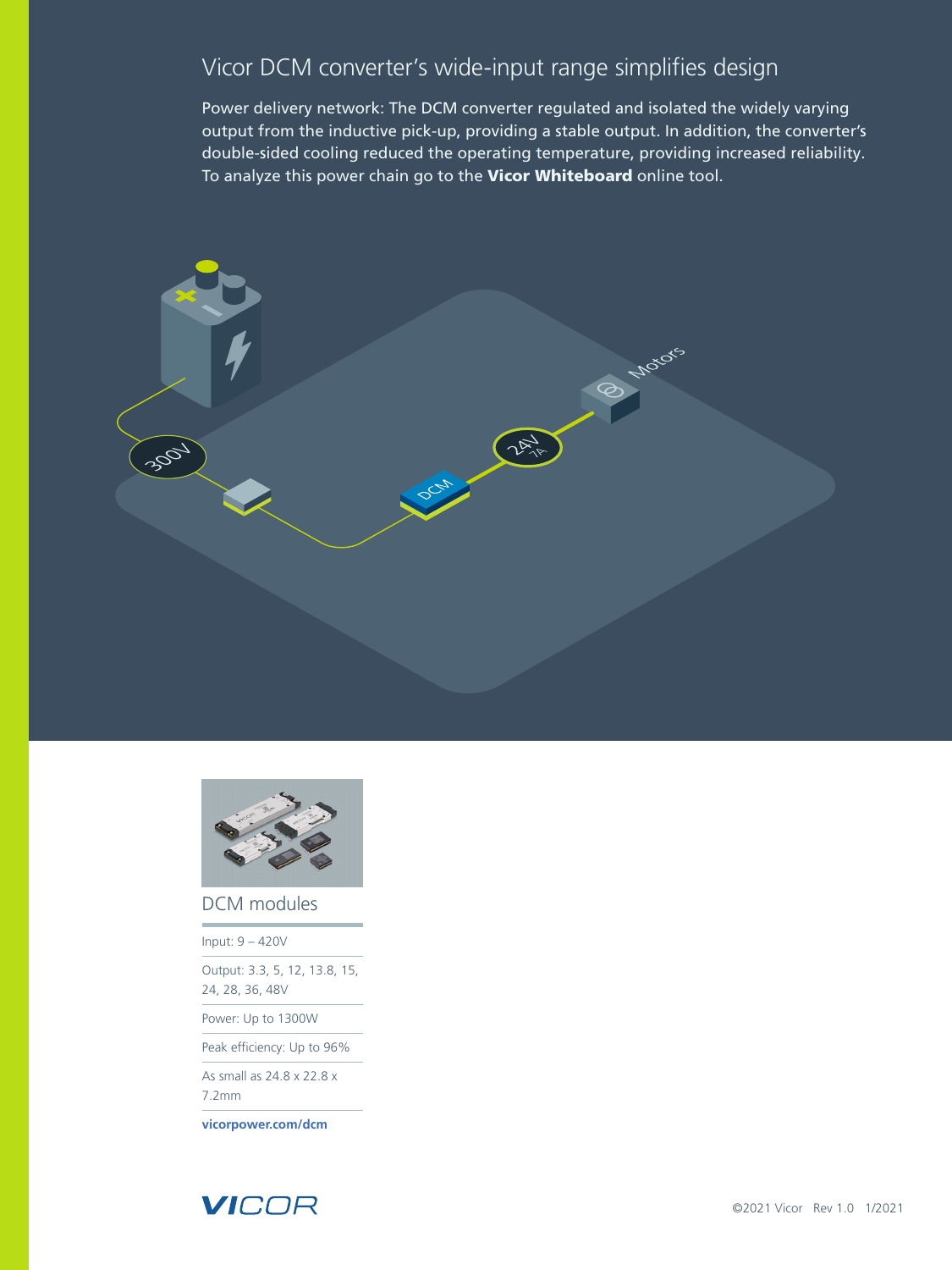## Vicor DCM converter's wide-input range simplifies design

Power delivery network: The DCM converter regulated and isolated the widely varying output from the inductive pick-up, providing a stable output. In addition, the converter's double-sided cooling reduced the operating temperature, providing increased reliability. To analyze this power chain go to the **Vicor Whiteboard** online tool.

300V

DCM

24V
7A

Motors

### DCM modules

- Input: 9 – 420V
- Output: 3.3, 5, 12, 13.8, 15, 24, 28, 36, 48V
- Power: Up to 1300W
- Peak efficiency: Up to 96%
- As small as 24.8 x 22.8 x 7.2mm

**vicorpower.com/dcm**

VICOR

©2021 Vicor Rev 1.0 1/2021